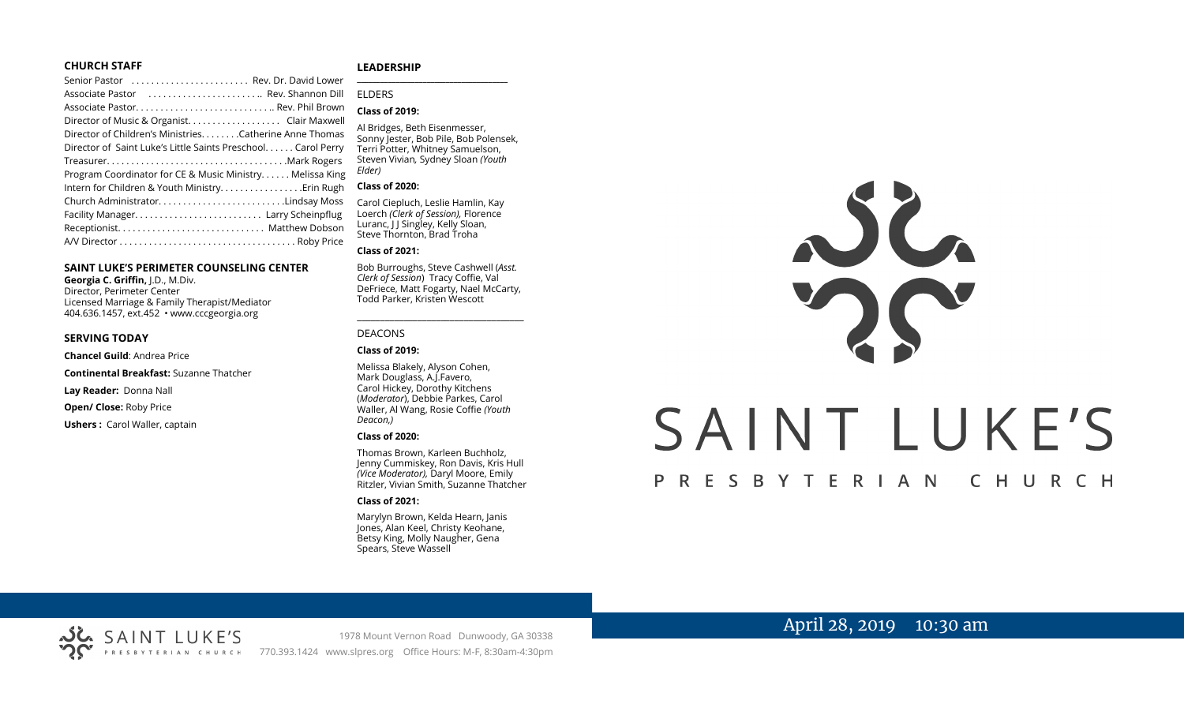### CHURCH STAFF

Senior Pastor ........................ Rev. Dr. David Lower
Associate Pastor ........................ Rev. Shannon Dill
Associate Pastor............................ Rev. Phil Brown
Director of Music & Organist.................. Clair Maxwell
Director of Children's Ministries........Catherine Anne Thomas
Director of Saint Luke's Little Saints Preschool...... Carol Perry
Treasurer....................................Mark Rogers
Program Coordinator for CE & Music Ministry...... Melissa King
Intern for Children & Youth Ministry................Erin Rugh
Church Administrator.........................Lindsay Moss
Facility Manager......................... Larry Scheinpflug
Receptionist.............................. Matthew Dobson
A/V Director .................................... Roby Price

### SAINT LUKE'S PERIMETER COUNSELING CENTER

**Georgia C. Griffin,** J.D., M.Div.
Director, Perimeter Center
Licensed Marriage & Family Therapist/Mediator
404.636.1457, ext.452 • www.cccgeorgia.org

### SERVING TODAY

**Chancel Guild**: Andrea Price

**Continental Breakfast:** Suzanne Thatcher

**Lay Reader:** Donna Nall

**Open/ Close:** Roby Price

**Ushers :** Carol Waller, captain

### LEADERSHIP

ELDERS

**Class of 2019:**

Al Bridges, Beth Eisenmesser, Sonny Jester, Bob Pile, Bob Polensek, Terri Potter, Whitney Samuelson, Steven Vivian*,* Sydney Sloan *(Youth Elder)*

**Class of 2020:**

Carol Ciepluch, Leslie Hamlin, Kay Loerch *(Clerk of Session),* Florence Luranc, J J Singley, Kelly Sloan, Steve Thornton, Brad Troha

**Class of 2021:**

Bob Burroughs, Steve Cashwell (*Asst. Clerk of Session*) Tracy Coffie, Val DeFriece, Matt Fogarty, Nael McCarty, Todd Parker, Kristen Wescott

DEACONS

**Class of 2019:**

Melissa Blakely, Alyson Cohen, Mark Douglass, A.J.Favero, Carol Hickey, Dorothy Kitchens (*Moderator*), Debbie Parkes, Carol Waller, Al Wang, Rosie Coffie *(Youth Deacon,)*

**Class of 2020:**

Thomas Brown, Karleen Buchholz, Jenny Cummiskey, Ron Davis, Kris Hull *(Vice Moderator),* Daryl Moore, Emily Ritzler, Vivian Smith, Suzanne Thatcher

**Class of 2021:**

Marylyn Brown, Kelda Hearn, Janis Jones, Alan Keel, Christy Keohane, Betsy King, Molly Naugher, Gena Spears, Steve Wassell

# SAINT LUKE'S PRESBYTERIAN CHURCH

April 28, 2019 10:30 am

SAINT LUKE'S PRESBYTERIAN CHURCH

1978 Mount Vernon Road Dunwoody, GA 30338
770.393.1424 www.slpres.org Office Hours: M-F, 8:30am-4:30pm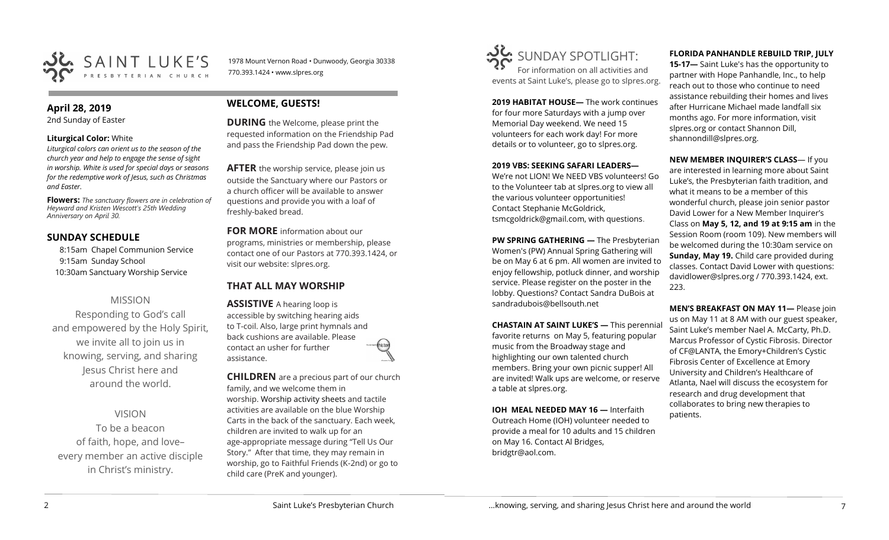SAINT LUKE'S PRESBYTERIAN CHURCH

1978 Mount Vernon Road • Dunwoody, Georgia 30338
770.393.1424 • www.slpres.org

## April 28, 2019

2nd Sunday of Easter

**Liturgical Color:** White

*Liturgical colors can orient us to the season of the church year and help to engage the sense of sight in worship. White is used for special days or seasons for the redemptive work of Jesus, such as Christmas and Easter.*

**Flowers:** *The sanctuary flowers are in celebration of Heyward and Kristen Wescott's 25th Wedding Anniversary on April 30.*

## SUNDAY SCHEDULE

8:15am Chapel Communion Service
9:15am Sunday School
10:30am Sanctuary Worship Service

### MISSION

Responding to God's call and empowered by the Holy Spirit, we invite all to join us in knowing, serving, and sharing Jesus Christ here and around the world.

### VISION

To be a beacon of faith, hope, and love– every member an active disciple in Christ's ministry.

## WELCOME, GUESTS!

**DURING** the Welcome, please print the requested information on the Friendship Pad and pass the Friendship Pad down the pew.

**AFTER** the worship service, please join us outside the Sanctuary where our Pastors or a church officer will be available to answer questions and provide you with a loaf of freshly-baked bread.

**FOR MORE** information about our programs, ministries or membership, please contact one of our Pastors at 770.393.1424, or visit our website: slpres.org.

## THAT ALL MAY WORSHIP

**ASSISTIVE** A hearing loop is accessible by switching hearing aids to T-coil. Also, large print hymnals and back cushions are available. Please contact an usher for further assistance.

**CHILDREN** are a precious part of our church family, and we welcome them in worship. Worship activity sheets and tactile activities are available on the blue Worship Carts in the back of the sanctuary. Each week, children are invited to walk up for an age-appropriate message during "Tell Us Our Story." After that time, they may remain in worship, go to Faithful Friends (K-2nd) or go to child care (PreK and younger).

## SUNDAY SPOTLIGHT:

For information on all activities and events at Saint Luke's, please go to slpres.org.

**2019 HABITAT HOUSE—** The work continues for four more Saturdays with a jump over Memorial Day weekend. We need 15 volunteers for each work day! For more details or to volunteer, go to slpres.org.

**2019 VBS: SEEKING SAFARI LEADERS—** We're not LION! We NEED VBS volunteers! Go to the Volunteer tab at slpres.org to view all the various volunteer opportunities! Contact Stephanie McGoldrick, tsmcgoldrick@gmail.com, with questions.

**PW SPRING GATHERING —** The Presbyterian Women's (PW) Annual Spring Gathering will be on May 6 at 6 pm. All women are invited to enjoy fellowship, potluck dinner, and worship service. Please register on the poster in the lobby. Questions? Contact Sandra DuBois at sandradubois@bellsouth.net

**CHASTAIN AT SAINT LUKE'S —** This perennial favorite returns on May 5, featuring popular music from the Broadway stage and highlighting our own talented church members. Bring your own picnic supper! All are invited! Walk ups are welcome, or reserve a table at slpres.org.

**IOH MEAL NEEDED MAY 16 —** Interfaith Outreach Home (IOH) volunteer needed to provide a meal for 10 adults and 15 children on May 16. Contact Al Bridges, bridgtr@aol.com.

**FLORIDA PANHANDLE REBUILD TRIP, JULY 15-17—** Saint Luke's has the opportunity to partner with Hope Panhandle, Inc., to help reach out to those who continue to need assistance rebuilding their homes and lives after Hurricane Michael made landfall six months ago. For more information, visit slpres.org or contact Shannon Dill, shannondill@slpres.org.

**NEW MEMBER INQUIRER'S CLASS**— If you are interested in learning more about Saint Luke's, the Presbyterian faith tradition, and what it means to be a member of this wonderful church, please join senior pastor David Lower for a New Member Inquirer's Class on **May 5, 12, and 19 at 9:15 am** in the Session Room (room 109). New members will be welcomed during the 10:30am service on **Sunday, May 19.** Child care provided during classes. Contact David Lower with questions: davidlower@slpres.org / 770.393.1424, ext. 223.

**MEN'S BREAKFAST ON MAY 11—** Please join us on May 11 at 8 AM with our guest speaker, Saint Luke's member Nael A. McCarty, Ph.D. Marcus Professor of Cystic Fibrosis. Director of CF@LANTA, the Emory+Children's Cystic Fibrosis Center of Excellence at Emory University and Children's Healthcare of Atlanta, Nael will discuss the ecosystem for research and drug development that collaborates to bring new therapies to patients.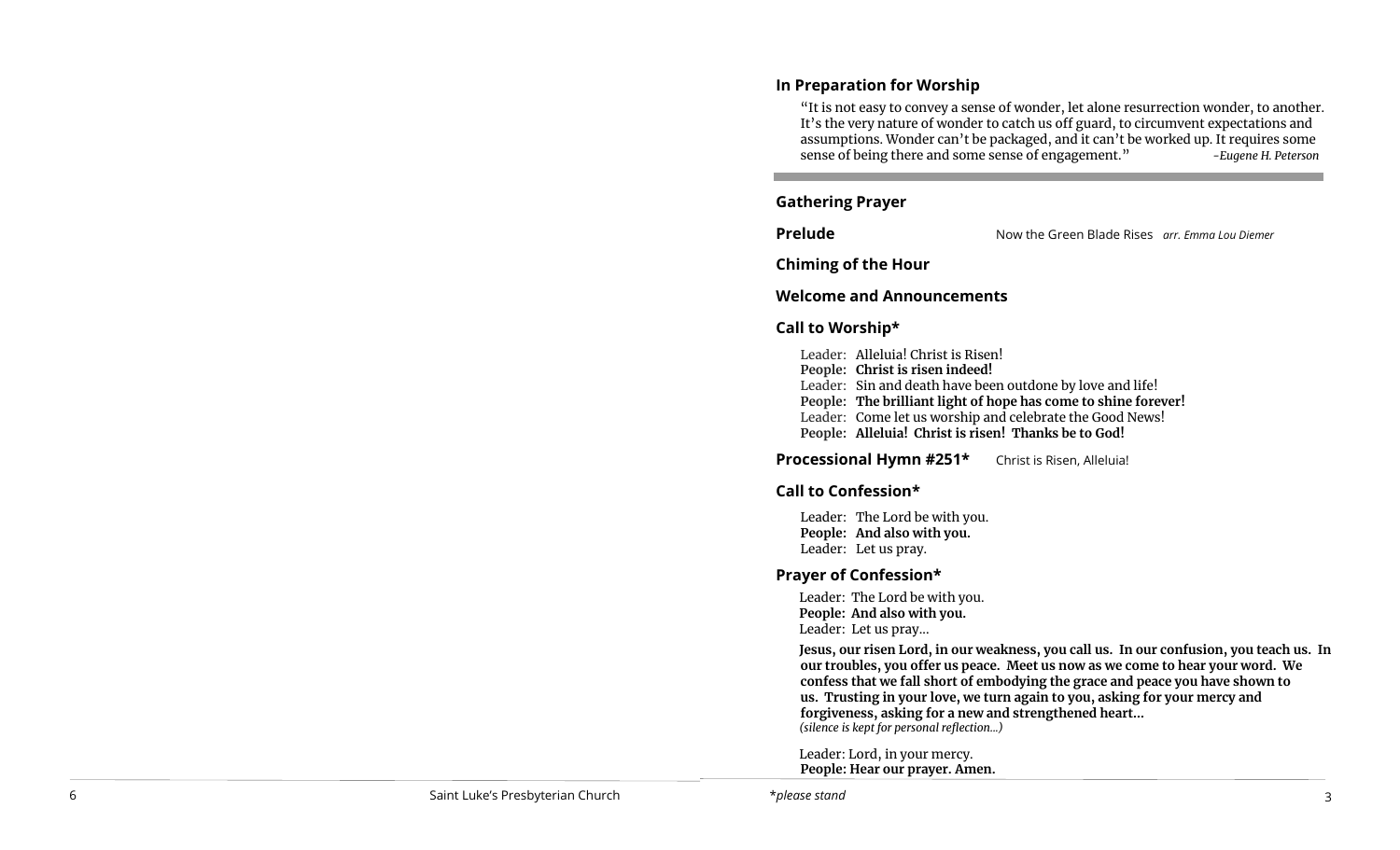## In Preparation for Worship

"It is not easy to convey a sense of wonder, let alone resurrection wonder, to another. It's the very nature of wonder to catch us off guard, to circumvent expectations and assumptions. Wonder can't be packaged, and it can't be worked up. It requires some sense of being there and some sense of engagement." *-Eugene H. Peterson*

---

## Gathering Prayer

**Prelude** Now the Green Blade Rises *arr. Emma Lou Diemer*

## Chiming of the Hour

## Welcome and Announcements

## Call to Worship*

Leader: Alleluia! Christ is Risen!
**People: Christ is risen indeed!**
Leader: Sin and death have been outdone by love and life!
**People: The brilliant light of hope has come to shine forever!**
Leader: Come let us worship and celebrate the Good News!
**People: Alleluia! Christ is risen! Thanks be to God!**

**Processional Hymn #251*** Christ is Risen, Alleluia!

## Call to Confession*

Leader: The Lord be with you.
**People: And also with you.**
Leader: Let us pray.

## Prayer of Confession*

Leader: The Lord be with you.
**People: And also with you.**
Leader: Let us pray…

**Jesus, our risen Lord, in our weakness, you call us. In our confusion, you teach us. In our troubles, you offer us peace. Meet us now as we come to hear your word. We confess that we fall short of embodying the grace and peace you have shown to us. Trusting in your love, we turn again to you, asking for your mercy and forgiveness, asking for a new and strengthened heart…**
*(silence is kept for personal reflection…)*

Leader: Lord, in your mercy.
**People: Hear our prayer. Amen.**

*\*please stand*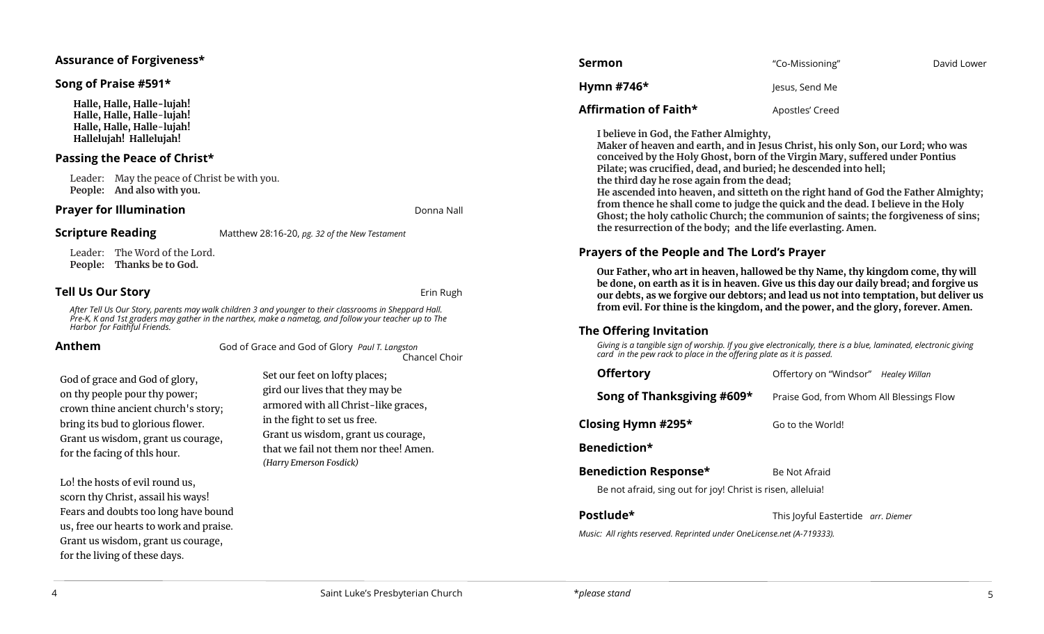**Assurance of Forgiveness***

**Song of Praise #591***

**Halle, Halle, Halle-lujah!**
**Halle, Halle, Halle-lujah!**
**Halle, Halle, Halle-lujah!**
**Hallelujah! Hallelujah!**

**Passing the Peace of Christ***

Leader: May the peace of Christ be with you.
**People: And also with you.**

**Prayer for Illumination** Donna Nall

**Scripture Reading** Matthew 28:16-20, *pg. 32 of the New Testament*

Leader: The Word of the Lord.
**People: Thanks be to God.**

**Tell Us Our Story** Erin Rugh

*After Tell Us Our Story, parents may walk children 3 and younger to their classrooms in Sheppard Hall. Pre-K, K and 1st graders may gather in the narthex, make a nametag, and follow your teacher up to The Harbor for Faithful Friends.*

**Anthem** God of Grace and God of Glory *Paul T. Langston*
Chancel Choir

God of grace and God of glory,
on thy people pour thy power;
crown thine ancient church's story;
bring its bud to glorious flower.
Grant us wisdom, grant us courage,
for the facing of thls hour.

Lo! the hosts of evil round us,
scorn thy Christ, assail his ways!
Fears and doubts too long have bound
us, free our hearts to work and praise.
Grant us wisdom, grant us courage,
for the living of these days.

Set our feet on lofty places;
gird our lives that they may be
armored with all Christ-like graces,
in the fight to set us free.
Grant us wisdom, grant us courage,
that we fail not them nor thee! Amen.
*(Harry Emerson Fosdick)*

**Sermon** "Co-Missioning" David Lower

**Hymn #746*** Jesus, Send Me

**Affirmation of Faith*** Apostles' Creed

**I believe in God, the Father Almighty,**
**Maker of heaven and earth, and in Jesus Christ, his only Son, our Lord; who was conceived by the Holy Ghost, born of the Virgin Mary, suffered under Pontius Pilate; was crucified, dead, and buried; he descended into hell;**
**the third day he rose again from the dead;**
**He ascended into heaven, and sitteth on the right hand of God the Father Almighty; from thence he shall come to judge the quick and the dead. I believe in the Holy Ghost; the holy catholic Church; the communion of saints; the forgiveness of sins; the resurrection of the body; and the life everlasting. Amen.**

**Prayers of the People and The Lord's Prayer**

**Our Father, who art in heaven, hallowed be thy Name, thy kingdom come, thy will be done, on earth as it is in heaven. Give us this day our daily bread; and forgive us our debts, as we forgive our debtors; and lead us not into temptation, but deliver us from evil. For thine is the kingdom, and the power, and the glory, forever. Amen.**

**The Offering Invitation**

*Giving is a tangible sign of worship. If you give electronically, there is a blue, laminated, electronic giving card in the pew rack to place in the offering plate as it is passed.*

**Offertory** Offertory on "Windsor" *Healey Willan*

**Song of Thanksgiving #609*** Praise God, from Whom All Blessings Flow

**Closing Hymn #295*** Go to the World!

**Benediction***

**Benediction Response*** Be Not Afraid

Be not afraid, sing out for joy! Christ is risen, alleluia!

**Postlude*** This Joyful Eastertide *arr. Diemer*

*Music: All rights reserved. Reprinted under OneLicense.net (A-719333).*

*\*please stand*